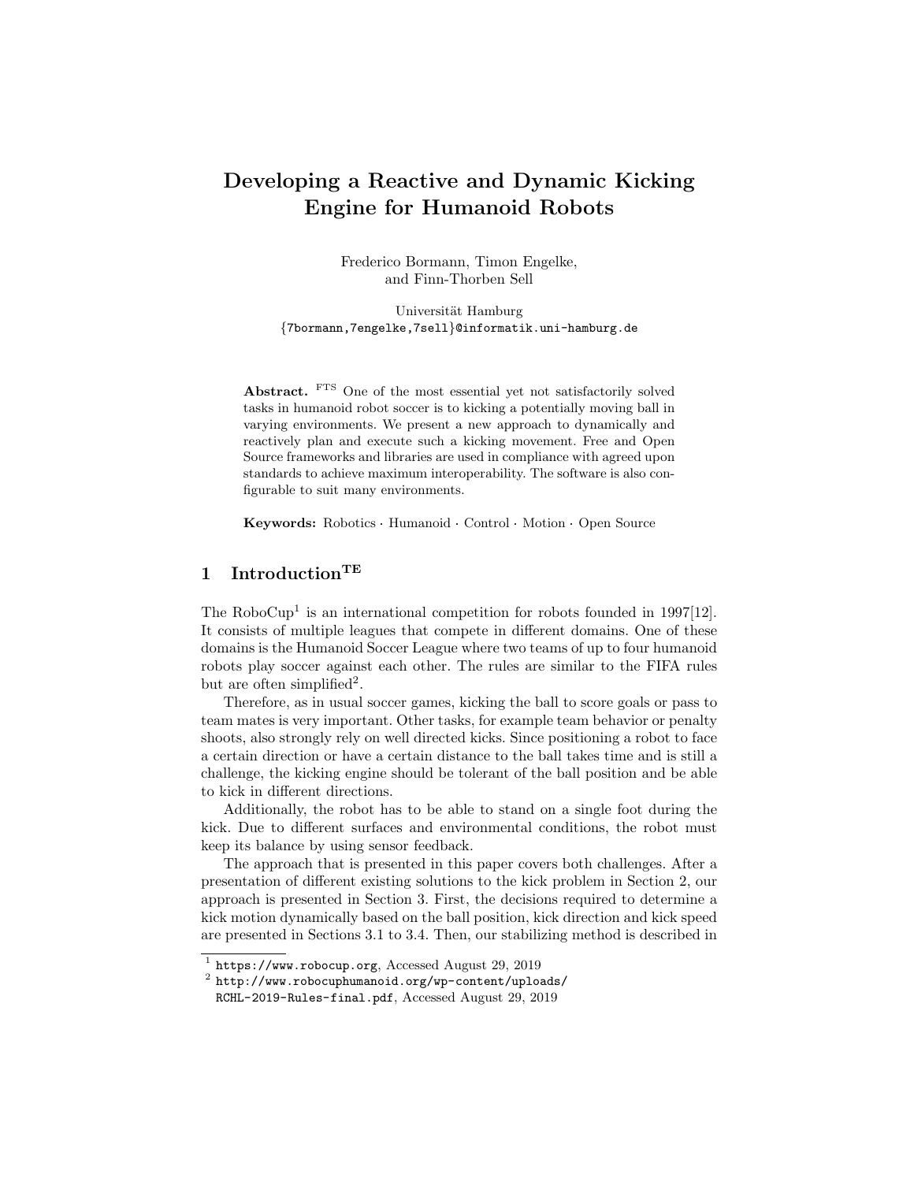# Developing a Reactive and Dynamic Kicking Engine for Humanoid Robots

Frederico Bormann, Timon Engelke, and Finn-Thorben Sell

Universität Hamburg
{7bormann,7engelke,7sell}@informatik.uni-hamburg.de

**Abstract.** [FTS] One of the most essential yet not satisfactorily solved tasks in humanoid robot soccer is to kicking a potentially moving ball in varying environments. We present a new approach to dynamically and reactively plan and execute such a kicking movement. Free and Open Source frameworks and libraries are used in compliance with agreed upon standards to achieve maximum interoperability. The software is also configurable to suit many environments.

**Keywords:** Robotics · Humanoid · Control · Motion · Open Source

## 1 Introduction[TE]

The RoboCup[1] is an international competition for robots founded in 1997[12]. It consists of multiple leagues that compete in different domains. One of these domains is the Humanoid Soccer League where two teams of up to four humanoid robots play soccer against each other. The rules are similar to the FIFA rules but are often simplified[2].

Therefore, as in usual soccer games, kicking the ball to score goals or pass to team mates is very important. Other tasks, for example team behavior or penalty shoots, also strongly rely on well directed kicks. Since positioning a robot to face a certain direction or have a certain distance to the ball takes time and is still a challenge, the kicking engine should be tolerant of the ball position and be able to kick in different directions.

Additionally, the robot has to be able to stand on a single foot during the kick. Due to different surfaces and environmental conditions, the robot must keep its balance by using sensor feedback.

The approach that is presented in this paper covers both challenges. After a presentation of different existing solutions to the kick problem in Section 2, our approach is presented in Section 3. First, the decisions required to determine a kick motion dynamically based on the ball position, kick direction and kick speed are presented in Sections 3.1 to 3.4. Then, our stabilizing method is described in

[1] https://www.robocup.org, Accessed August 29, 2019

[2] http://www.robocuphumanoid.org/wp-content/uploads/RCHL-2019-Rules-final.pdf, Accessed August 29, 2019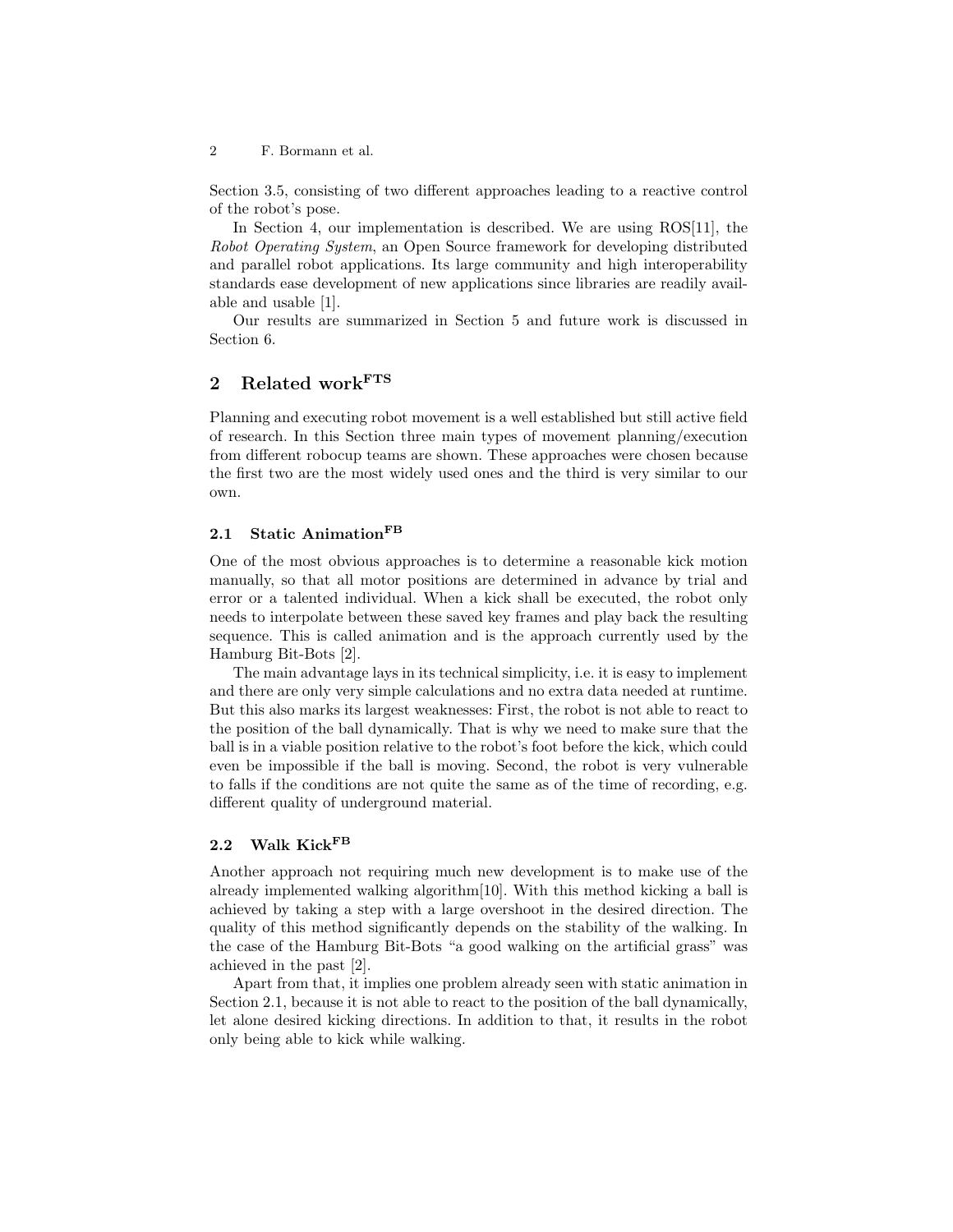Section 3.5, consisting of two different approaches leading to a reactive control of the robot's pose.

In Section 4, our implementation is described. We are using ROS[11], the *Robot Operating System*, an Open Source framework for developing distributed and parallel robot applications. Its large community and high interoperability standards ease development of new applications since libraries are readily available and usable [1].

Our results are summarized in Section 5 and future work is discussed in Section 6.

## 2 Related work[FTS]

Planning and executing robot movement is a well established but still active field of research. In this Section three main types of movement planning/execution from different robocup teams are shown. These approaches were chosen because the first two are the most widely used ones and the third is very similar to our own.

### 2.1 Static Animation[FB]

One of the most obvious approaches is to determine a reasonable kick motion manually, so that all motor positions are determined in advance by trial and error or a talented individual. When a kick shall be executed, the robot only needs to interpolate between these saved key frames and play back the resulting sequence. This is called animation and is the approach currently used by the Hamburg Bit-Bots [2].

The main advantage lays in its technical simplicity, i.e. it is easy to implement and there are only very simple calculations and no extra data needed at runtime. But this also marks its largest weaknesses: First, the robot is not able to react to the position of the ball dynamically. That is why we need to make sure that the ball is in a viable position relative to the robot's foot before the kick, which could even be impossible if the ball is moving. Second, the robot is very vulnerable to falls if the conditions are not quite the same as of the time of recording, e.g. different quality of underground material.

### 2.2 Walk Kick[FB]

Another approach not requiring much new development is to make use of the already implemented walking algorithm[10]. With this method kicking a ball is achieved by taking a step with a large overshoot in the desired direction. The quality of this method significantly depends on the stability of the walking. In the case of the Hamburg Bit-Bots "a good walking on the artificial grass" was achieved in the past [2].

Apart from that, it implies one problem already seen with static animation in Section 2.1, because it is not able to react to the position of the ball dynamically, let alone desired kicking directions. In addition to that, it results in the robot only being able to kick while walking.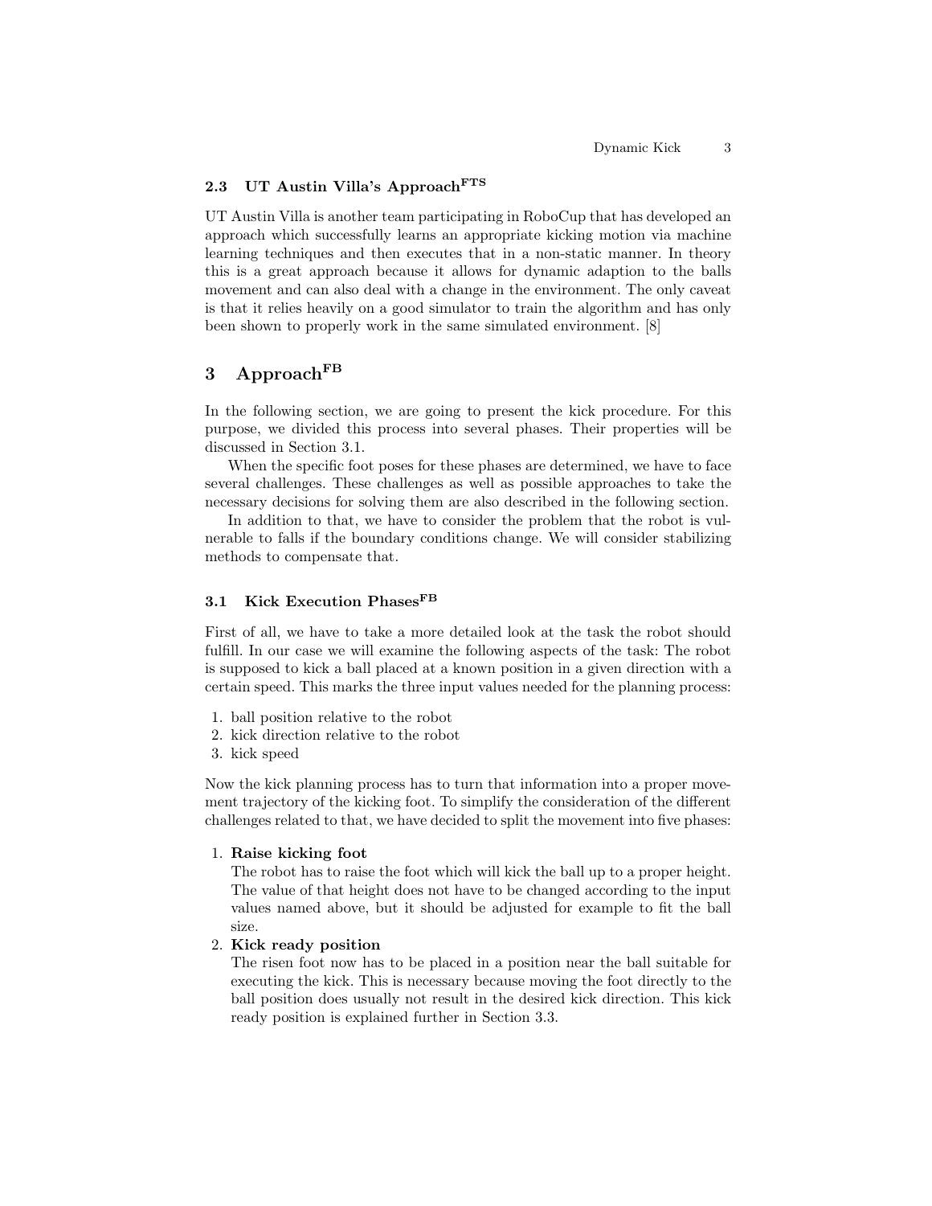### 2.3 UT Austin Villa's Approach[FTS]

UT Austin Villa is another team participating in RoboCup that has developed an approach which successfully learns an appropriate kicking motion via machine learning techniques and then executes that in a non-static manner. In theory this is a great approach because it allows for dynamic adaption to the balls movement and can also deal with a change in the environment. The only caveat is that it relies heavily on a good simulator to train the algorithm and has only been shown to properly work in the same simulated environment. [8]

## 3 Approach[FB]

In the following section, we are going to present the kick procedure. For this purpose, we divided this process into several phases. Their properties will be discussed in Section 3.1.

When the specific foot poses for these phases are determined, we have to face several challenges. These challenges as well as possible approaches to take the necessary decisions for solving them are also described in the following section.

In addition to that, we have to consider the problem that the robot is vulnerable to falls if the boundary conditions change. We will consider stabilizing methods to compensate that.

### 3.1 Kick Execution Phases[FB]

First of all, we have to take a more detailed look at the task the robot should fulfill. In our case we will examine the following aspects of the task: The robot is supposed to kick a ball placed at a known position in a given direction with a certain speed. This marks the three input values needed for the planning process:

1. ball position relative to the robot
2. kick direction relative to the robot
3. kick speed

Now the kick planning process has to turn that information into a proper movement trajectory of the kicking foot. To simplify the consideration of the different challenges related to that, we have decided to split the movement into five phases:

1. **Raise kicking foot**
   The robot has to raise the foot which will kick the ball up to a proper height. The value of that height does not have to be changed according to the input values named above, but it should be adjusted for example to fit the ball size.
2. **Kick ready position**
   The risen foot now has to be placed in a position near the ball suitable for executing the kick. This is necessary because moving the foot directly to the ball position does usually not result in the desired kick direction. This kick ready position is explained further in Section 3.3.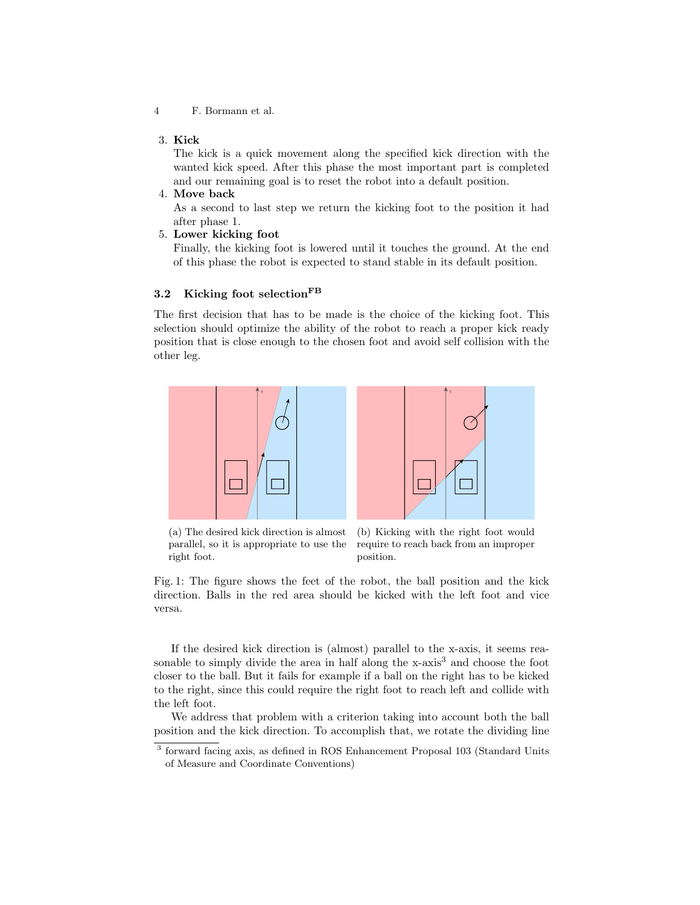3. **Kick**
   The kick is a quick movement along the specified kick direction with the wanted kick speed. After this phase the most important part is completed and our remaining goal is to reset the robot into a default position.
4. **Move back**
   As a second to last step we return the kicking foot to the position it had after phase 1.
5. **Lower kicking foot**
   Finally, the kicking foot is lowered until it touches the ground. At the end of this phase the robot is expected to stand stable in its default position.

### 3.2 Kicking foot selection^FB

The first decision that has to be made is the choice of the kicking foot. This selection should optimize the ability of the robot to reach a proper kick ready position that is close enough to the chosen foot and avoid self collision with the other leg.

(a) The desired kick direction is almost parallel, so it is appropriate to use the right foot.

(b) Kicking with the right foot would require to reach back from an improper position.

Fig. 1: The figure shows the feet of the robot, the ball position and the kick direction. Balls in the red area should be kicked with the left foot and vice versa.

If the desired kick direction is (almost) parallel to the x-axis, it seems reasonable to simply divide the area in half along the x-axis[3] and choose the foot closer to the ball. But it fails for example if a ball on the right has to be kicked to the right, since this could require the right foot to reach left and collide with the left foot.

We address that problem with a criterion taking into account both the ball position and the kick direction. To accomplish that, we rotate the dividing line

[3] forward facing axis, as defined in ROS Enhancement Proposal 103 (Standard Units of Measure and Coordinate Conventions)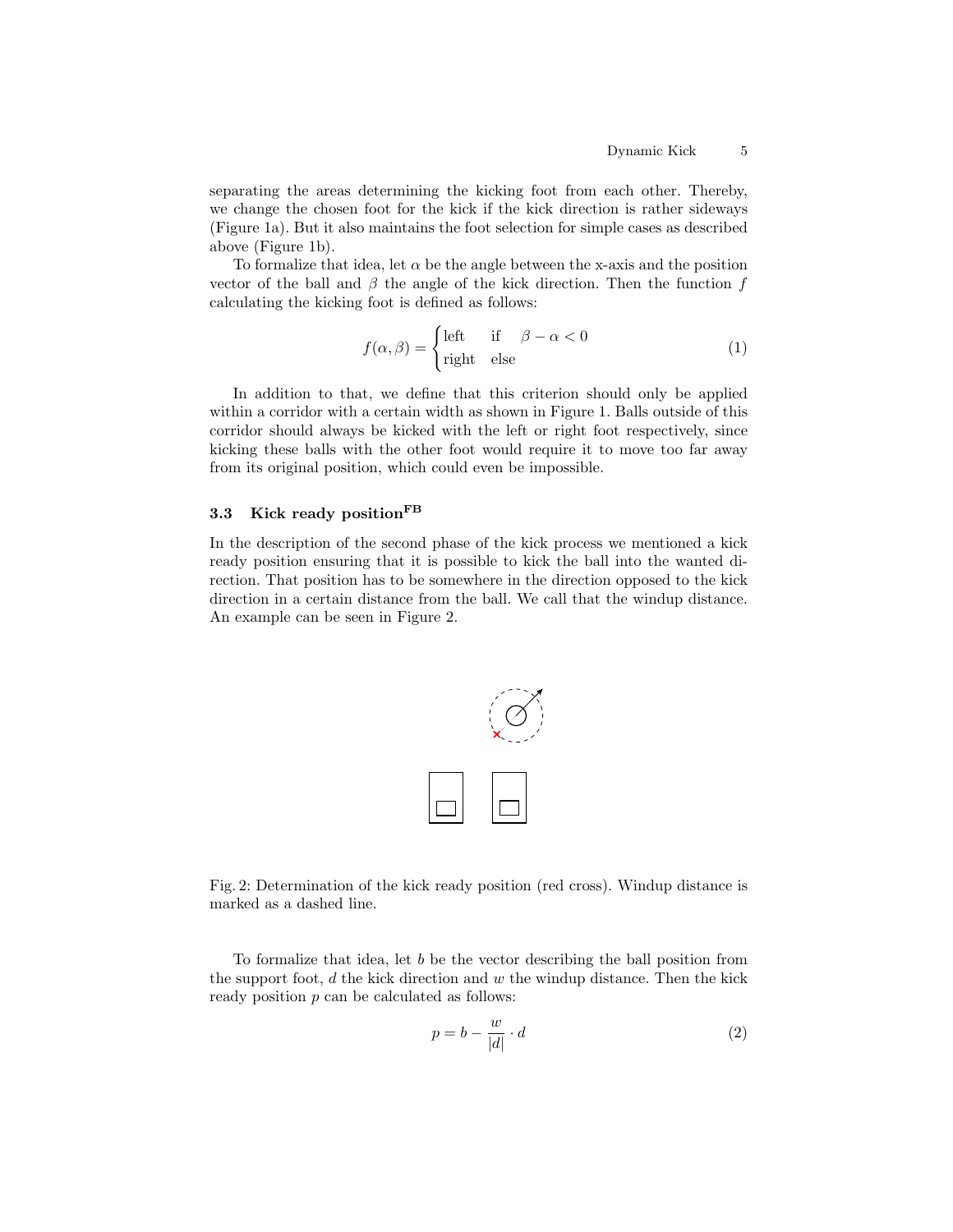separating the areas determining the kicking foot from each other. Thereby, we change the chosen foot for the kick if the kick direction is rather sideways (Figure 1a). But it also maintains the foot selection for simple cases as described above (Figure 1b).

To formalize that idea, let $\alpha$ be the angle between the x-axis and the position vector of the ball and $\beta$ the angle of the kick direction. Then the function $f$ calculating the kicking foot is defined as follows:

$$f(\alpha, \beta) = \begin{cases} \text{left} & \text{if} \quad \beta - \alpha < 0 \\ \text{right} & \text{else} \end{cases} \tag{1}$$

In addition to that, we define that this criterion should only be applied within a corridor with a certain width as shown in Figure 1. Balls outside of this corridor should always be kicked with the left or right foot respectively, since kicking these balls with the other foot would require it to move too far away from its original position, which could even be impossible.

### 3.3 Kick ready position[FB]

In the description of the second phase of the kick process we mentioned a kick ready position ensuring that it is possible to kick the ball into the wanted direction. That position has to be somewhere in the direction opposed to the kick direction in a certain distance from the ball. We call that the windup distance. An example can be seen in Figure 2.

Fig. 2: Determination of the kick ready position (red cross). Windup distance is marked as a dashed line.

To formalize that idea, let $b$ be the vector describing the ball position from the support foot, $d$ the kick direction and $w$ the windup distance. Then the kick ready position $p$ can be calculated as follows:

$$p = b - \frac{w}{|d|} \cdot d \tag{2}$$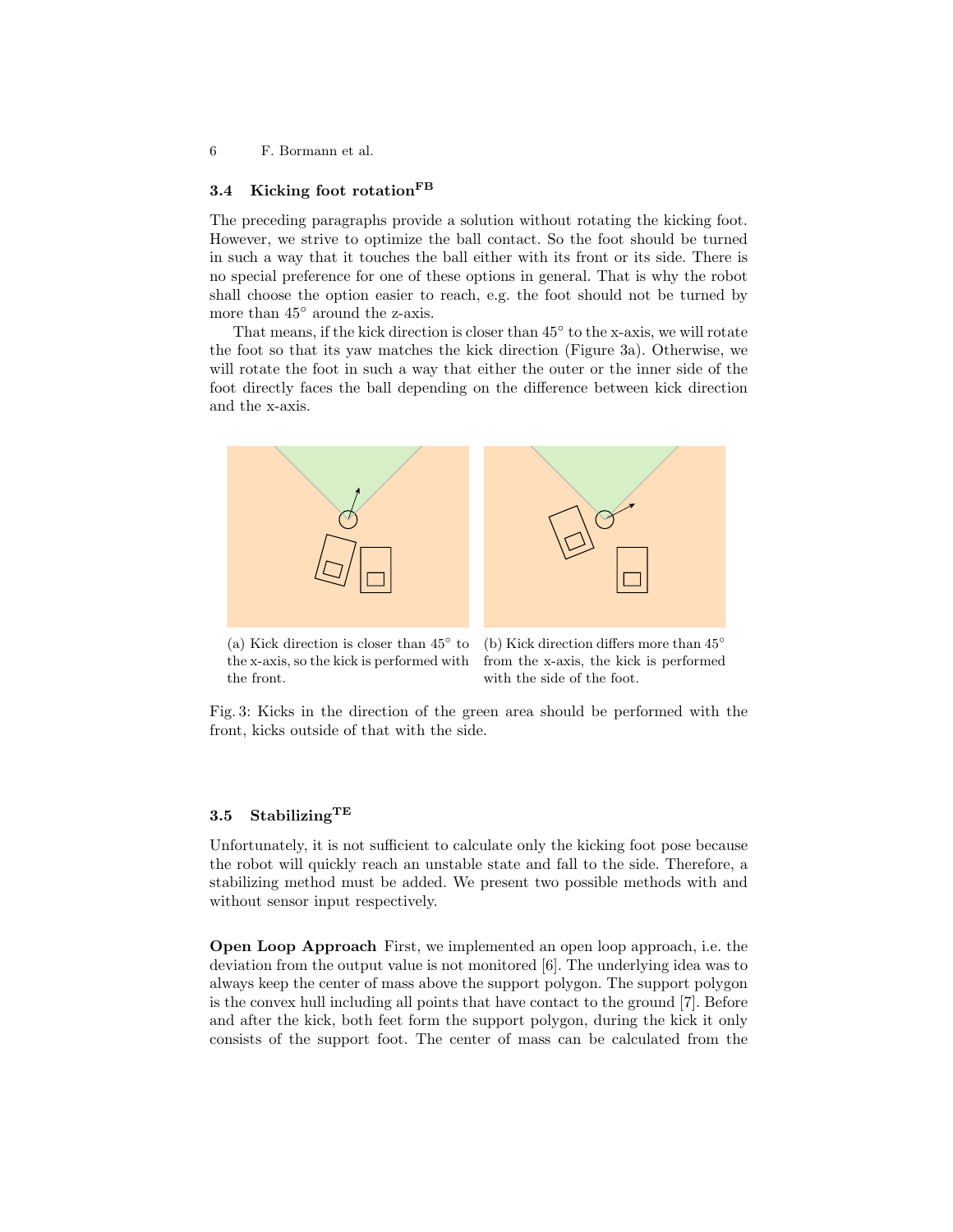### 3.4 Kicking foot rotation[FB]

The preceding paragraphs provide a solution without rotating the kicking foot. However, we strive to optimize the ball contact. So the foot should be turned in such a way that it touches the ball either with its front or its side. There is no special preference for one of these options in general. That is why the robot shall choose the option easier to reach, e.g. the foot should not be turned by more than 45° around the z-axis.

That means, if the kick direction is closer than 45° to the x-axis, we will rotate the foot so that its yaw matches the kick direction (Figure 3a). Otherwise, we will rotate the foot in such a way that either the outer or the inner side of the foot directly faces the ball depending on the difference between kick direction and the x-axis.

(a) Kick direction is closer than 45° to the x-axis, so the kick is performed with the front.

(b) Kick direction differs more than 45° from the x-axis, the kick is performed with the side of the foot.

Fig. 3: Kicks in the direction of the green area should be performed with the front, kicks outside of that with the side.

### 3.5 Stabilizing[TE]

Unfortunately, it is not sufficient to calculate only the kicking foot pose because the robot will quickly reach an unstable state and fall to the side. Therefore, a stabilizing method must be added. We present two possible methods with and without sensor input respectively.

**Open Loop Approach** First, we implemented an open loop approach, i.e. the deviation from the output value is not monitored [6]. The underlying idea was to always keep the center of mass above the support polygon. The support polygon is the convex hull including all points that have contact to the ground [7]. Before and after the kick, both feet form the support polygon, during the kick it only consists of the support foot. The center of mass can be calculated from the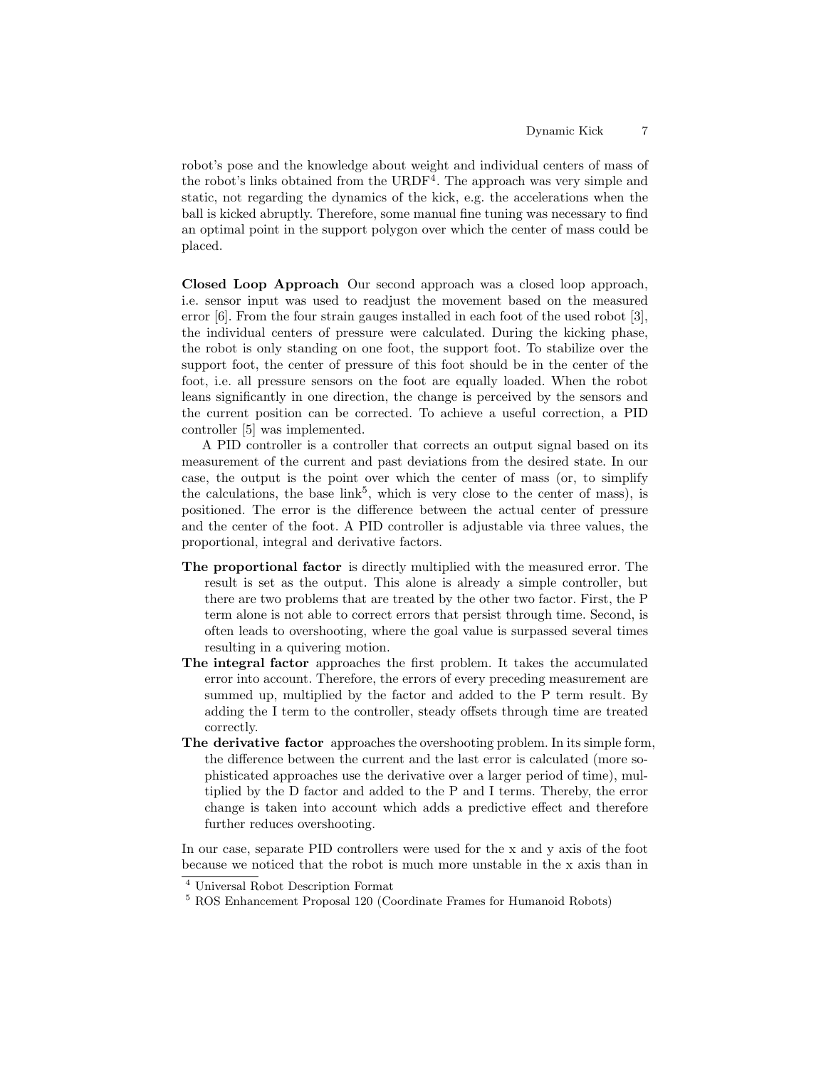robot's pose and the knowledge about weight and individual centers of mass of the robot's links obtained from the URDF[4]. The approach was very simple and static, not regarding the dynamics of the kick, e.g. the accelerations when the ball is kicked abruptly. Therefore, some manual fine tuning was necessary to find an optimal point in the support polygon over which the center of mass could be placed.

**Closed Loop Approach** Our second approach was a closed loop approach, i.e. sensor input was used to readjust the movement based on the measured error [6]. From the four strain gauges installed in each foot of the used robot [3], the individual centers of pressure were calculated. During the kicking phase, the robot is only standing on one foot, the support foot. To stabilize over the support foot, the center of pressure of this foot should be in the center of the foot, i.e. all pressure sensors on the foot are equally loaded. When the robot leans significantly in one direction, the change is perceived by the sensors and the current position can be corrected. To achieve a useful correction, a PID controller [5] was implemented.

A PID controller is a controller that corrects an output signal based on its measurement of the current and past deviations from the desired state. In our case, the output is the point over which the center of mass (or, to simplify the calculations, the base link[5], which is very close to the center of mass), is positioned. The error is the difference between the actual center of pressure and the center of the foot. A PID controller is adjustable via three values, the proportional, integral and derivative factors.

- **The proportional factor** is directly multiplied with the measured error. The result is set as the output. This alone is already a simple controller, but there are two problems that are treated by the other two factor. First, the P term alone is not able to correct errors that persist through time. Second, is often leads to overshooting, where the goal value is surpassed several times resulting in a quivering motion.
- **The integral factor** approaches the first problem. It takes the accumulated error into account. Therefore, the errors of every preceding measurement are summed up, multiplied by the factor and added to the P term result. By adding the I term to the controller, steady offsets through time are treated correctly.
- **The derivative factor** approaches the overshooting problem. In its simple form, the difference between the current and the last error is calculated (more sophisticated approaches use the derivative over a larger period of time), multiplied by the D factor and added to the P and I terms. Thereby, the error change is taken into account which adds a predictive effect and therefore further reduces overshooting.

In our case, separate PID controllers were used for the x and y axis of the foot because we noticed that the robot is much more unstable in the x axis than in

---

[4] Universal Robot Description Format

[5] ROS Enhancement Proposal 120 (Coordinate Frames for Humanoid Robots)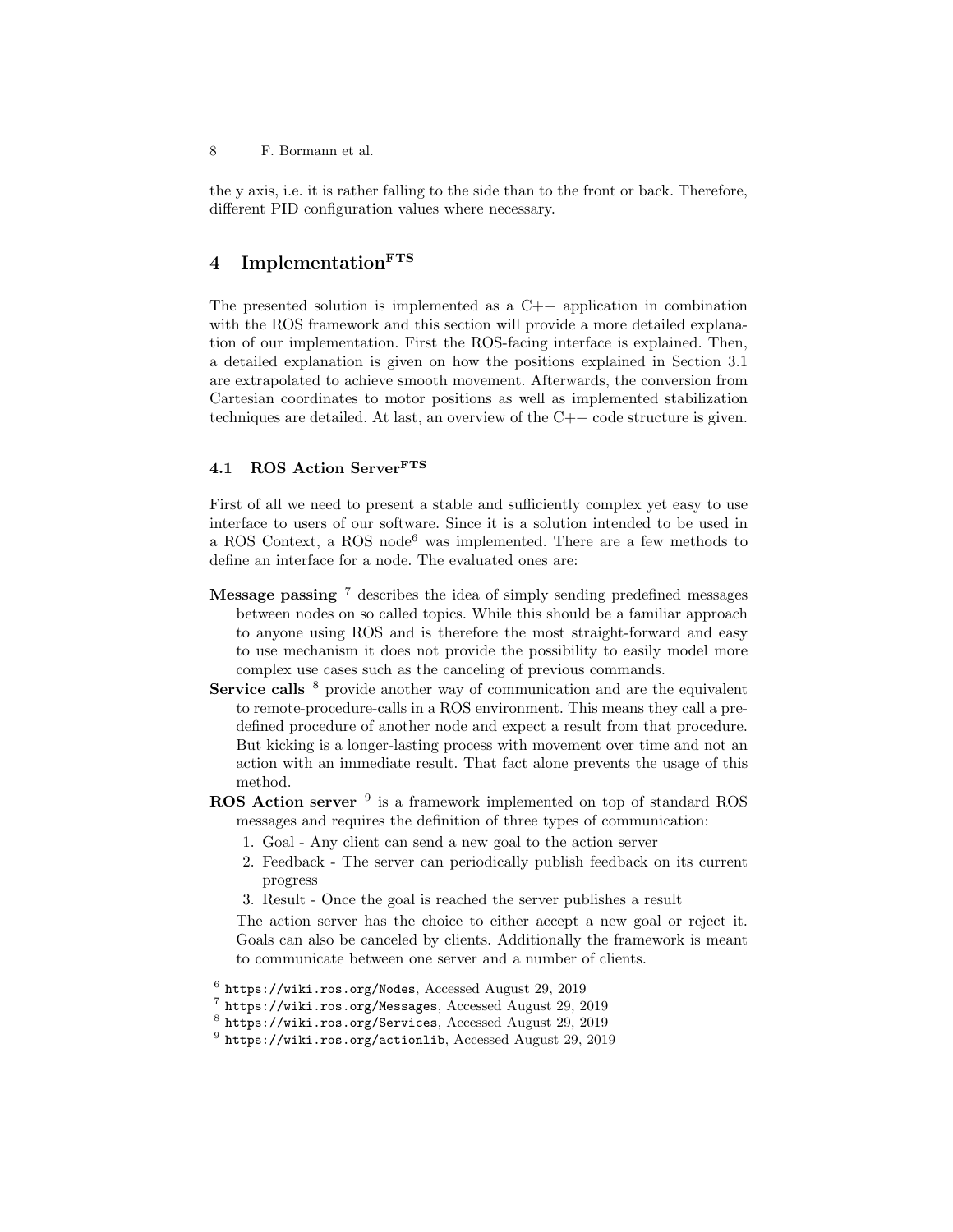the y axis, i.e. it is rather falling to the side than to the front or back. Therefore, different PID configuration values where necessary.

## 4 Implementation$^{FTS}$

The presented solution is implemented as a C++ application in combination with the ROS framework and this section will provide a more detailed explanation of our implementation. First the ROS-facing interface is explained. Then, a detailed explanation is given on how the positions explained in Section 3.1 are extrapolated to achieve smooth movement. Afterwards, the conversion from Cartesian coordinates to motor positions as well as implemented stabilization techniques are detailed. At last, an overview of the C++ code structure is given.

### 4.1 ROS Action Server$^{FTS}$

First of all we need to present a stable and sufficiently complex yet easy to use interface to users of our software. Since it is a solution intended to be used in a ROS Context, a ROS node[6] was implemented. There are a few methods to define an interface for a node. The evaluated ones are:

**Message passing** [7] describes the idea of simply sending predefined messages between nodes on so called topics. While this should be a familiar approach to anyone using ROS and is therefore the most straight-forward and easy to use mechanism it does not provide the possibility to easily model more complex use cases such as the canceling of previous commands.

**Service calls** [8] provide another way of communication and are the equivalent to remote-procedure-calls in a ROS environment. This means they call a predefined procedure of another node and expect a result from that procedure. But kicking is a longer-lasting process with movement over time and not an action with an immediate result. That fact alone prevents the usage of this method.

**ROS Action server** [9] is a framework implemented on top of standard ROS messages and requires the definition of three types of communication:

1. Goal - Any client can send a new goal to the action server
2. Feedback - The server can periodically publish feedback on its current progress
3. Result - Once the goal is reached the server publishes a result

The action server has the choice to either accept a new goal or reject it. Goals can also be canceled by clients. Additionally the framework is meant to communicate between one server and a number of clients.

[6] `https://wiki.ros.org/Nodes`, Accessed August 29, 2019

[7] `https://wiki.ros.org/Messages`, Accessed August 29, 2019

[8] `https://wiki.ros.org/Services`, Accessed August 29, 2019

[9] `https://wiki.ros.org/actionlib`, Accessed August 29, 2019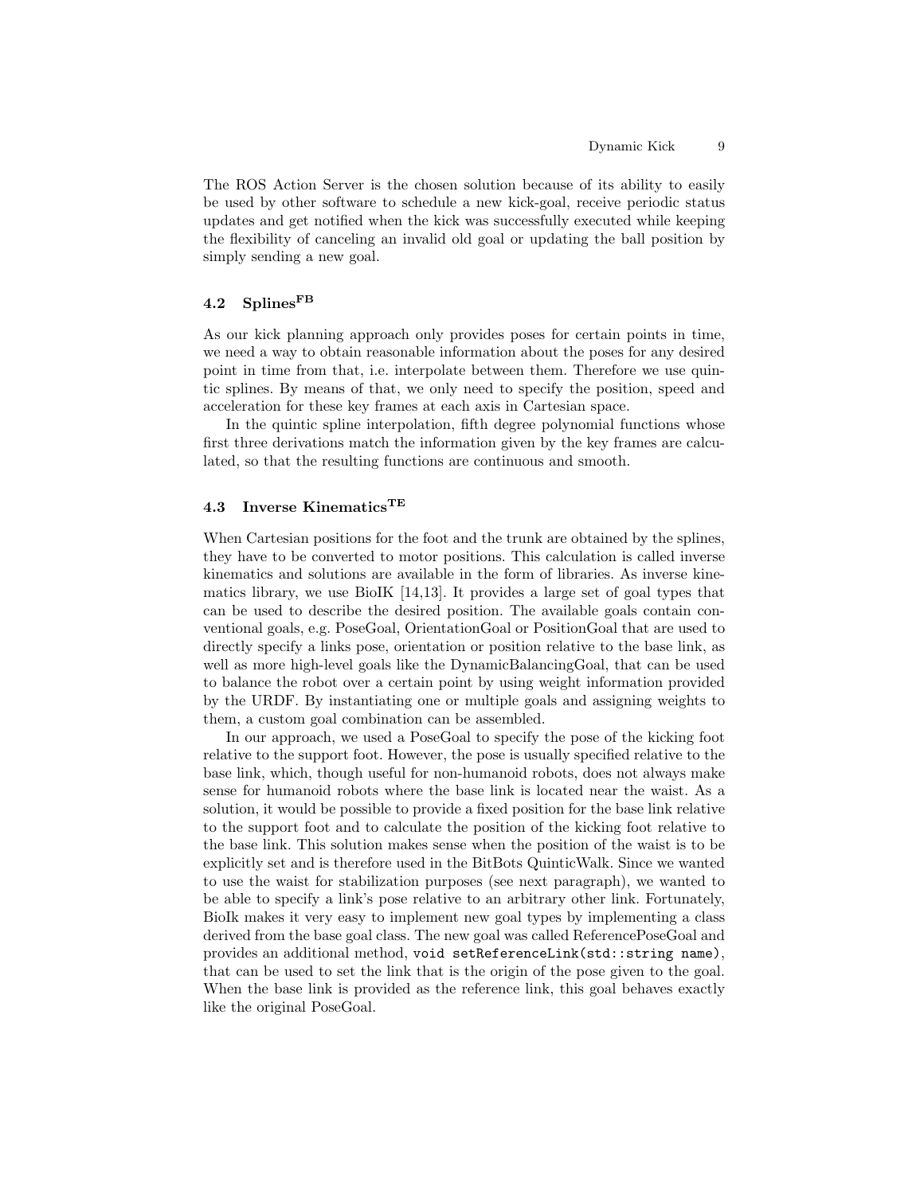The ROS Action Server is the chosen solution because of its ability to easily be used by other software to schedule a new kick-goal, receive periodic status updates and get notified when the kick was successfully executed while keeping the flexibility of canceling an invalid old goal or updating the ball position by simply sending a new goal.

### 4.2 Splines[FB]

As our kick planning approach only provides poses for certain points in time, we need a way to obtain reasonable information about the poses for any desired point in time from that, i.e. interpolate between them. Therefore we use quintic splines. By means of that, we only need to specify the position, speed and acceleration for these key frames at each axis in Cartesian space.

In the quintic spline interpolation, fifth degree polynomial functions whose first three derivations match the information given by the key frames are calculated, so that the resulting functions are continuous and smooth.

### 4.3 Inverse Kinematics[TE]

When Cartesian positions for the foot and the trunk are obtained by the splines, they have to be converted to motor positions. This calculation is called inverse kinematics and solutions are available in the form of libraries. As inverse kinematics library, we use BioIK [14,13]. It provides a large set of goal types that can be used to describe the desired position. The available goals contain conventional goals, e.g. PoseGoal, OrientationGoal or PositionGoal that are used to directly specify a links pose, orientation or position relative to the base link, as well as more high-level goals like the DynamicBalancingGoal, that can be used to balance the robot over a certain point by using weight information provided by the URDF. By instantiating one or multiple goals and assigning weights to them, a custom goal combination can be assembled.

In our approach, we used a PoseGoal to specify the pose of the kicking foot relative to the support foot. However, the pose is usually specified relative to the base link, which, though useful for non-humanoid robots, does not always make sense for humanoid robots where the base link is located near the waist. As a solution, it would be possible to provide a fixed position for the base link relative to the support foot and to calculate the position of the kicking foot relative to the base link. This solution makes sense when the position of the waist is to be explicitly set and is therefore used in the BitBots QuinticWalk. Since we wanted to use the waist for stabilization purposes (see next paragraph), we wanted to be able to specify a link's pose relative to an arbitrary other link. Fortunately, BioIk makes it very easy to implement new goal types by implementing a class derived from the base goal class. The new goal was called ReferencePoseGoal and provides an additional method, `void setReferenceLink(std::string name)`, that can be used to set the link that is the origin of the pose given to the goal. When the base link is provided as the reference link, this goal behaves exactly like the original PoseGoal.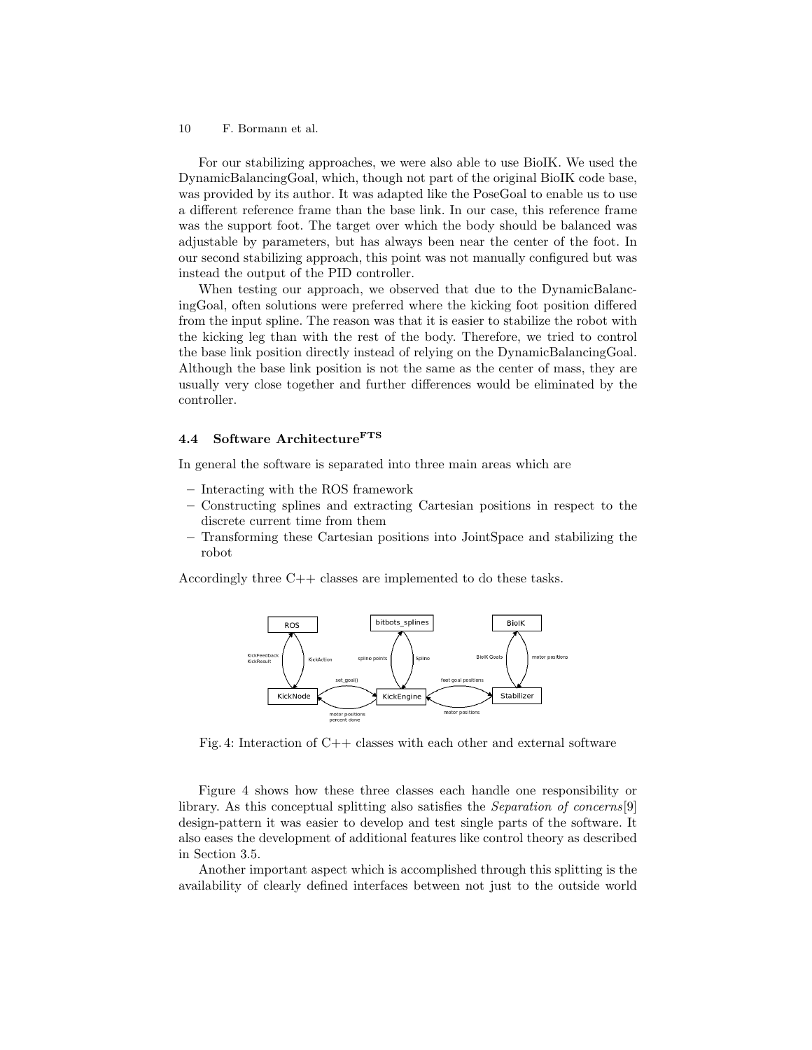For our stabilizing approaches, we were also able to use BioIK. We used the DynamicBalancingGoal, which, though not part of the original BioIK code base, was provided by its author. It was adapted like the PoseGoal to enable us to use a different reference frame than the base link. In our case, this reference frame was the support foot. The target over which the body should be balanced was adjustable by parameters, but has always been near the center of the foot. In our second stabilizing approach, this point was not manually configured but was instead the output of the PID controller.

When testing our approach, we observed that due to the DynamicBalancingGoal, often solutions were preferred where the kicking foot position differed from the input spline. The reason was that it is easier to stabilize the robot with the kicking leg than with the rest of the body. Therefore, we tried to control the base link position directly instead of relying on the DynamicBalancingGoal. Although the base link position is not the same as the center of mass, they are usually very close together and further differences would be eliminated by the controller.

### 4.4 Software Architecture$^{\mathbf{FTS}}$

In general the software is separated into three main areas which are

- Interacting with the ROS framework
- Constructing splines and extracting Cartesian positions in respect to the discrete current time from them
- Transforming these Cartesian positions into JointSpace and stabilizing the robot

Accordingly three C++ classes are implemented to do these tasks.

Fig. 4: Interaction of C++ classes with each other and external software

Figure 4 shows how these three classes each handle one responsibility or library. As this conceptual splitting also satisfies the *Separation of concerns*[9] design-pattern it was easier to develop and test single parts of the software. It also eases the development of additional features like control theory as described in Section 3.5.

Another important aspect which is accomplished through this splitting is the availability of clearly defined interfaces between not just to the outside world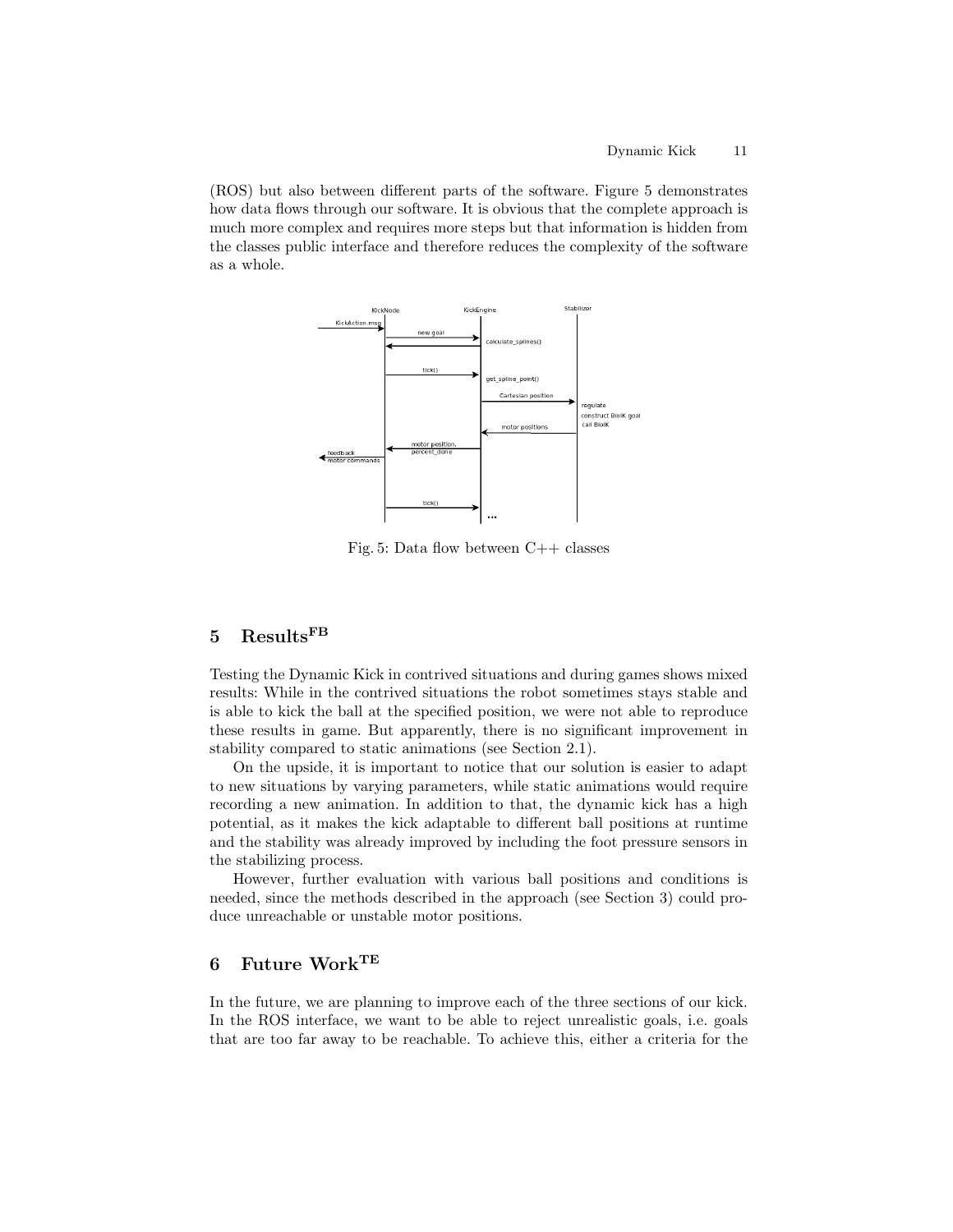(ROS) but also between different parts of the software. Figure 5 demonstrates how data flows through our software. It is obvious that the complete approach is much more complex and requires more steps but that information is hidden from the classes public interface and therefore reduces the complexity of the software as a whole.

Fig. 5: Data flow between C++ classes

## 5 Results[FB]

Testing the Dynamic Kick in contrived situations and during games shows mixed results: While in the contrived situations the robot sometimes stays stable and is able to kick the ball at the specified position, we were not able to reproduce these results in game. But apparently, there is no significant improvement in stability compared to static animations (see Section 2.1).

On the upside, it is important to notice that our solution is easier to adapt to new situations by varying parameters, while static animations would require recording a new animation. In addition to that, the dynamic kick has a high potential, as it makes the kick adaptable to different ball positions at runtime and the stability was already improved by including the foot pressure sensors in the stabilizing process.

However, further evaluation with various ball positions and conditions is needed, since the methods described in the approach (see Section 3) could produce unreachable or unstable motor positions.

## 6 Future Work[TE]

In the future, we are planning to improve each of the three sections of our kick. In the ROS interface, we want to be able to reject unrealistic goals, i.e. goals that are too far away to be reachable. To achieve this, either a criteria for the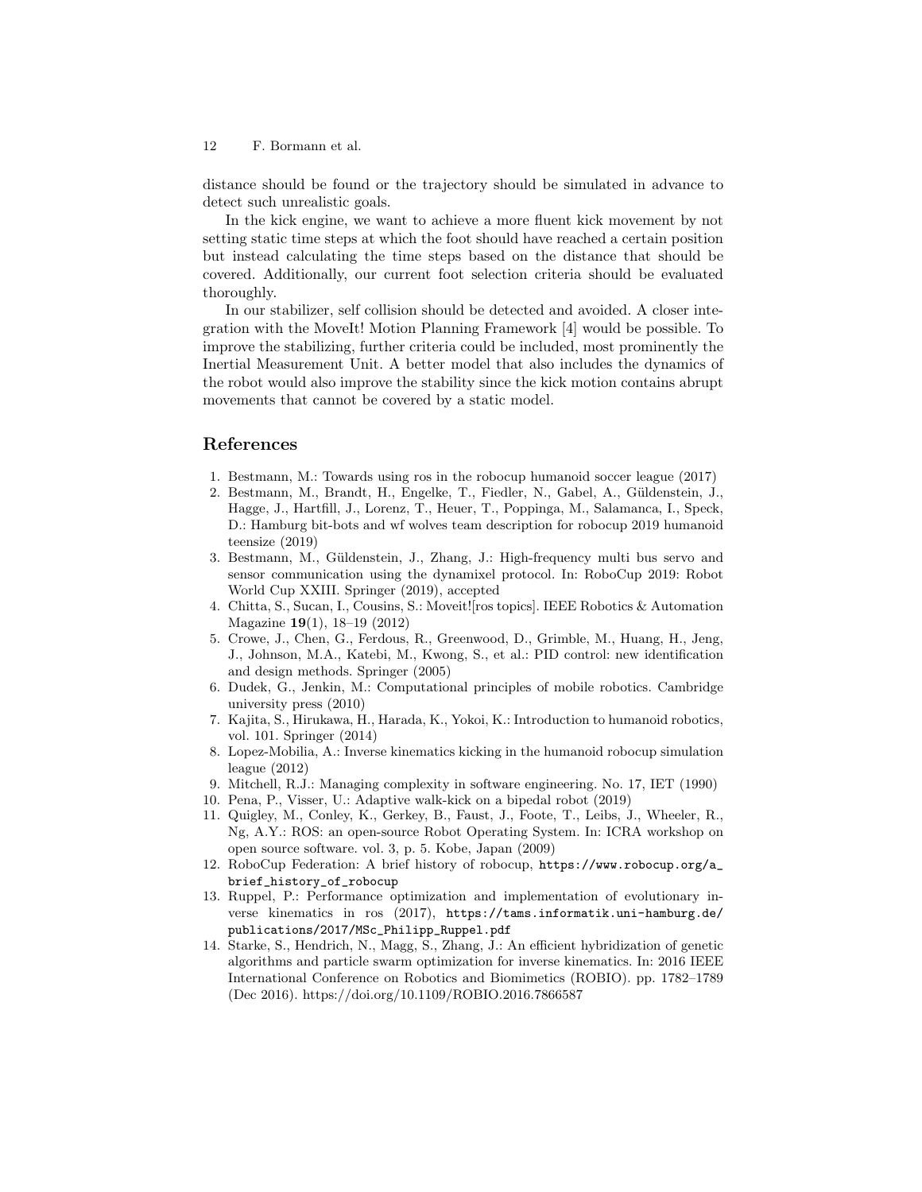distance should be found or the trajectory should be simulated in advance to detect such unrealistic goals.

In the kick engine, we want to achieve a more fluent kick movement by not setting static time steps at which the foot should have reached a certain position but instead calculating the time steps based on the distance that should be covered. Additionally, our current foot selection criteria should be evaluated thoroughly.

In our stabilizer, self collision should be detected and avoided. A closer integration with the MoveIt! Motion Planning Framework [4] would be possible. To improve the stabilizing, further criteria could be included, most prominently the Inertial Measurement Unit. A better model that also includes the dynamics of the robot would also improve the stability since the kick motion contains abrupt movements that cannot be covered by a static model.

## References

1. Bestmann, M.: Towards using ros in the robocup humanoid soccer league (2017)
2. Bestmann, M., Brandt, H., Engelke, T., Fiedler, N., Gabel, A., Güldenstein, J., Hagge, J., Hartfill, J., Lorenz, T., Heuer, T., Poppinga, M., Salamanca, I., Speck, D.: Hamburg bit-bots and wf wolves team description for robocup 2019 humanoid teensize (2019)
3. Bestmann, M., Güldenstein, J., Zhang, J.: High-frequency multi bus servo and sensor communication using the dynamixel protocol. In: RoboCup 2019: Robot World Cup XXIII. Springer (2019), accepted
4. Chitta, S., Sucan, I., Cousins, S.: Moveit![ros topics]. IEEE Robotics & Automation Magazine **19**(1), 18–19 (2012)
5. Crowe, J., Chen, G., Ferdous, R., Greenwood, D., Grimble, M., Huang, H., Jeng, J., Johnson, M.A., Katebi, M., Kwong, S., et al.: PID control: new identification and design methods. Springer (2005)
6. Dudek, G., Jenkin, M.: Computational principles of mobile robotics. Cambridge university press (2010)
7. Kajita, S., Hirukawa, H., Harada, K., Yokoi, K.: Introduction to humanoid robotics, vol. 101. Springer (2014)
8. Lopez-Mobilia, A.: Inverse kinematics kicking in the humanoid robocup simulation league (2012)
9. Mitchell, R.J.: Managing complexity in software engineering. No. 17, IET (1990)
10. Pena, P., Visser, U.: Adaptive walk-kick on a bipedal robot (2019)
11. Quigley, M., Conley, K., Gerkey, B., Faust, J., Foote, T., Leibs, J., Wheeler, R., Ng, A.Y.: ROS: an open-source Robot Operating System. In: ICRA workshop on open source software. vol. 3, p. 5. Kobe, Japan (2009)
12. RoboCup Federation: A brief history of robocup, `https://www.robocup.org/a_brief_history_of_robocup`
13. Ruppel, P.: Performance optimization and implementation of evolutionary inverse kinematics in ros (2017), `https://tams.informatik.uni-hamburg.de/publications/2017/MSc_Philipp_Ruppel.pdf`
14. Starke, S., Hendrich, N., Magg, S., Zhang, J.: An efficient hybridization of genetic algorithms and particle swarm optimization for inverse kinematics. In: 2016 IEEE International Conference on Robotics and Biomimetics (ROBIO). pp. 1782–1789 (Dec 2016). https://doi.org/10.1109/ROBIO.2016.7866587